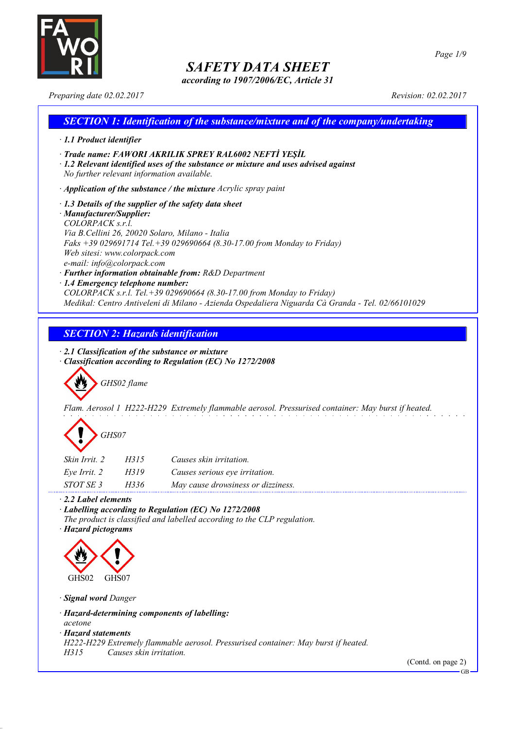# SAFETY DATA SHEET

*according to 1907/2006/EC, Article 31*

*Preparing date 02.02.2017* *Revision: 02.02.2017*

## SECTION 1: Identification of the substance/mixture and of the company/undertaking

· **1.1 Product identifier**

· **Trade name: FAWORI AKRILIK SPREY RAL6002 NEFTİ YEŞİL**

· **1.2 Relevant identified uses of the substance or mixture and uses advised against**
No further relevant information available.

· **Application of the substance / the mixture** Acrylic spray paint

· **1.3 Details of the supplier of the safety data sheet**

· **Manufacturer/Supplier:**
COLORPACK s.r.l.
Via B.Cellini 26, 20020 Solaro, Milano - Italia
Faks +39 029691714 Tel.+39 029690664 (8.30-17.00 from Monday to Friday)
Web sitesi: www.colorpack.com
e-mail: info@colorpack.com

· **Further information obtainable from:** R&D Department

· **1.4 Emergency telephone number:**
COLORPACK s.r.l. Tel.+39 029690664 (8.30-17.00 from Monday to Friday)
Medikal: Centro Antiveleni di Milano - Azienda Ospedaliera Niguarda Cà Granda - Tel. 02/66101029

## SECTION 2: Hazards identification

· **2.1 Classification of the substance or mixture**

· **Classification according to Regulation (EC) No 1272/2008**

GHS02 flame

Flam. Aerosol 1 H222-H229 Extremely flammable aerosol. Pressurised container: May burst if heated.

GHS07

| | | |
|---|---|---|
| Skin Irrit. 2 | H315 | Causes skin irritation. |
| Eye Irrit. 2 | H319 | Causes serious eye irritation. |
| STOT SE 3 | H336 | May cause drowsiness or dizziness. |

· **2.2 Label elements**

· **Labelling according to Regulation (EC) No 1272/2008**
The product is classified and labelled according to the CLP regulation.

· **Hazard pictograms**

GHS02 GHS07

· **Signal word** Danger

· **Hazard-determining components of labelling:**
acetone

· **Hazard statements**
H222-H229 Extremely flammable aerosol. Pressurised container: May burst if heated.
H315 Causes skin irritation.

(Contd. on page 2)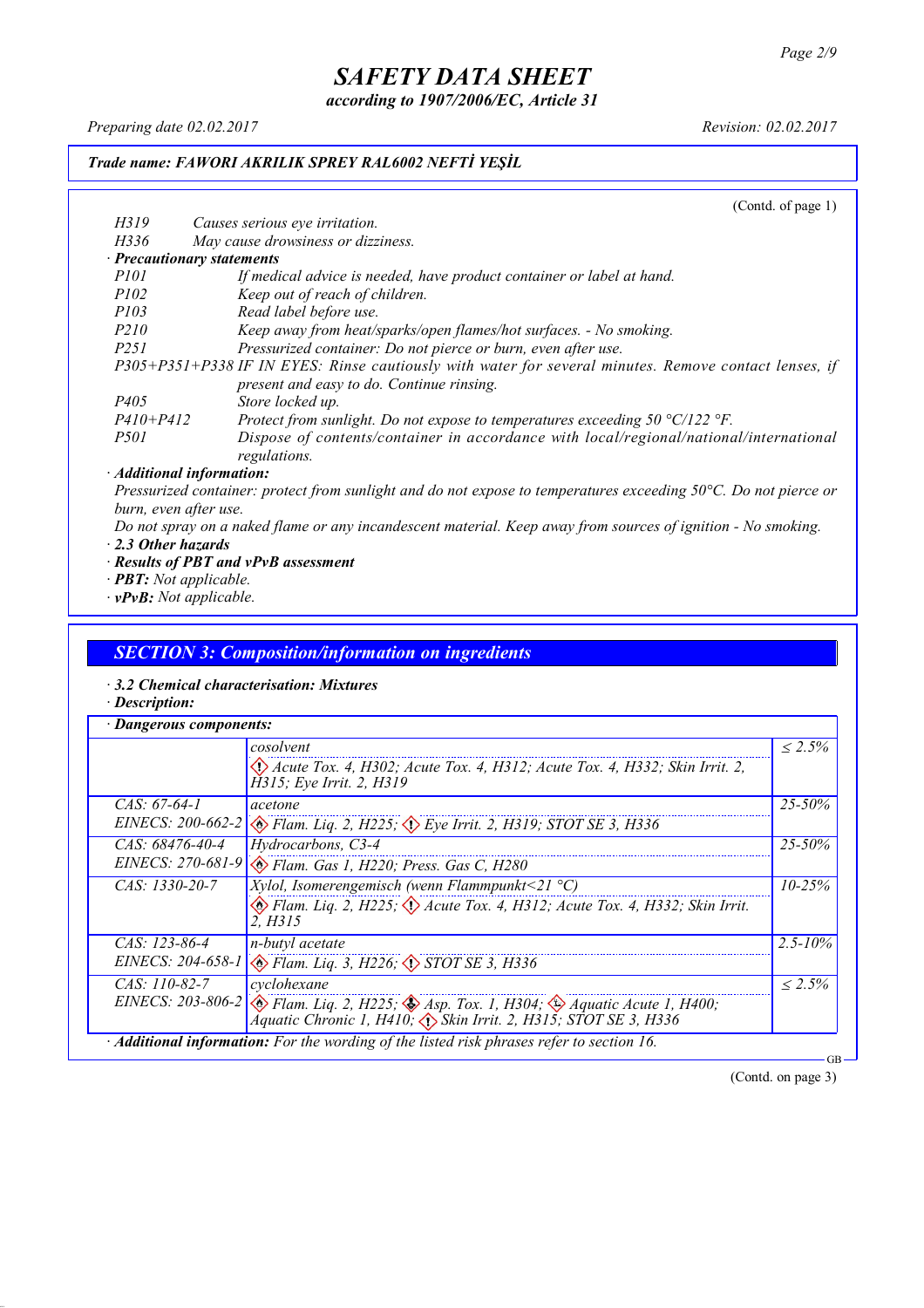# SAFETY DATA SHEET

*according to 1907/2006/EC, Article 31*

*Preparing date 02.02.2017* *Revision: 02.02.2017*

**Trade name: FAWORI AKRILIK SPREY RAL6002 NEFTİ YEŞİL**

(Contd. of page 1)

| | |
|---|---|
| H319 | Causes serious eye irritation. |
| H336 | May cause drowsiness or dizziness. |

· **Precautionary statements**

| | |
|---|---|
| P101 | If medical advice is needed, have product container or label at hand. |
| P102 | Keep out of reach of children. |
| P103 | Read label before use. |
| P210 | Keep away from heat/sparks/open flames/hot surfaces. - No smoking. |
| P251 | Pressurized container: Do not pierce or burn, even after use. |
| P305+P351+P338 | IF IN EYES: Rinse cautiously with water for several minutes. Remove contact lenses, if present and easy to do. Continue rinsing. |
| P405 | Store locked up. |
| P410+P412 | Protect from sunlight. Do not expose to temperatures exceeding 50 °C/122 °F. |
| P501 | Dispose of contents/container in accordance with local/regional/national/international regulations. |

· **Additional information:**

Pressurized container: protect from sunlight and do not expose to temperatures exceeding 50°C. Do not pierce or burn, even after use.

Do not spray on a naked flame or any incandescent material. Keep away from sources of ignition - No smoking.

· **2.3 Other hazards**

· **Results of PBT and vPvB assessment**

· **PBT:** Not applicable.

· **vPvB:** Not applicable.

## SECTION 3: Composition/information on ingredients

· **3.2 Chemical characterisation: Mixtures**

· **Description:**

· **Dangerous components:**

| | | |
|---|---|---|
| | cosolvent<br>Acute Tox. 4, H302; Acute Tox. 4, H312; Acute Tox. 4, H332; Skin Irrit. 2, H315; Eye Irrit. 2, H319 | ≤ 2.5% |
| CAS: 67-64-1<br>EINECS: 200-662-2 | acetone<br>Flam. Liq. 2, H225; Eye Irrit. 2, H319; STOT SE 3, H336 | 25-50% |
| CAS: 68476-40-4<br>EINECS: 270-681-9 | Hydrocarbons, C3-4<br>Flam. Gas 1, H220; Press. Gas C, H280 | 25-50% |
| CAS: 1330-20-7 | Xylol, Isomerengemisch (wenn Flammpunkt<21 °C)<br>Flam. Liq. 2, H225; Acute Tox. 4, H312; Acute Tox. 4, H332; Skin Irrit. 2, H315 | 10-25% |
| CAS: 123-86-4<br>EINECS: 204-658-1 | n-butyl acetate<br>Flam. Liq. 3, H226; STOT SE 3, H336 | 2.5-10% |
| CAS: 110-82-7<br>EINECS: 203-806-2 | cyclohexane<br>Flam. Liq. 2, H225; Asp. Tox. 1, H304; Aquatic Acute 1, H400; Aquatic Chronic 1, H410; Skin Irrit. 2, H315; STOT SE 3, H336 | ≤ 2.5% |

· **Additional information:** For the wording of the listed risk phrases refer to section 16.

(Contd. on page 3)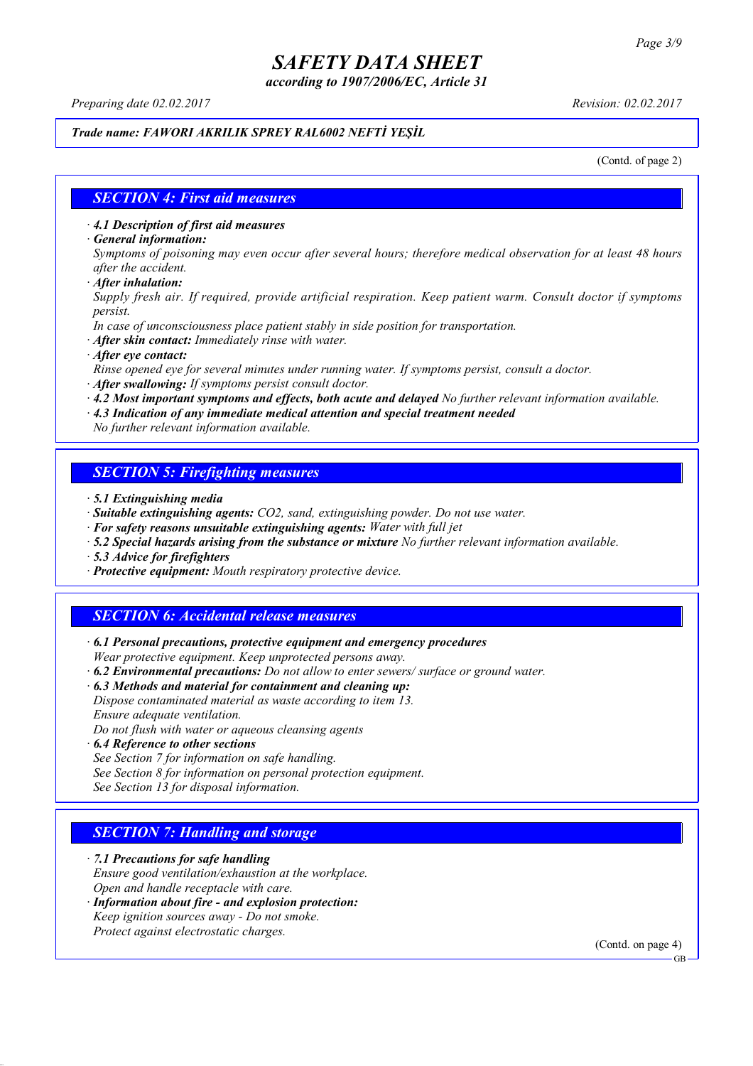*Trade name:* ***FAWORI AKRILIK SPREY RAL6002 NEFTİ YEŞİL***

(Contd. of page 2)

## SECTION 4: First aid measures

· ***4.1 Description of first aid measures***
· ***General information:***
*Symptoms of poisoning may even occur after several hours; therefore medical observation for at least 48 hours after the accident.*
· ***After inhalation:***
*Supply fresh air. If required, provide artificial respiration. Keep patient warm. Consult doctor if symptoms persist.*
*In case of unconsciousness place patient stably in side position for transportation.*
· ***After skin contact:*** *Immediately rinse with water.*
· ***After eye contact:***
*Rinse opened eye for several minutes under running water. If symptoms persist, consult a doctor.*
· ***After swallowing:*** *If symptoms persist consult doctor.*
· ***4.2 Most important symptoms and effects, both acute and delayed*** *No further relevant information available.*
· ***4.3 Indication of any immediate medical attention and special treatment needed***
*No further relevant information available.*

## SECTION 5: Firefighting measures

· ***5.1 Extinguishing media***
· ***Suitable extinguishing agents:*** *$CO_2$, sand, extinguishing powder. Do not use water.*
· ***For safety reasons unsuitable extinguishing agents:*** *Water with full jet*
· ***5.2 Special hazards arising from the substance or mixture*** *No further relevant information available.*
· ***5.3 Advice for firefighters***
· ***Protective equipment:*** *Mouth respiratory protective device.*

## SECTION 6: Accidental release measures

· ***6.1 Personal precautions, protective equipment and emergency procedures***
*Wear protective equipment. Keep unprotected persons away.*
· ***6.2 Environmental precautions:*** *Do not allow to enter sewers/ surface or ground water.*
· ***6.3 Methods and material for containment and cleaning up:***
*Dispose contaminated material as waste according to item 13.*
*Ensure adequate ventilation.*
*Do not flush with water or aqueous cleansing agents*
· ***6.4 Reference to other sections***
*See Section 7 for information on safe handling.*
*See Section 8 for information on personal protection equipment.*
*See Section 13 for disposal information.*

## SECTION 7: Handling and storage

· ***7.1 Precautions for safe handling***
*Ensure good ventilation/exhaustion at the workplace.*
*Open and handle receptacle with care.*
· ***Information about fire - and explosion protection:***
*Keep ignition sources away - Do not smoke.*
*Protect against electrostatic charges.*

(Contd. on page 4)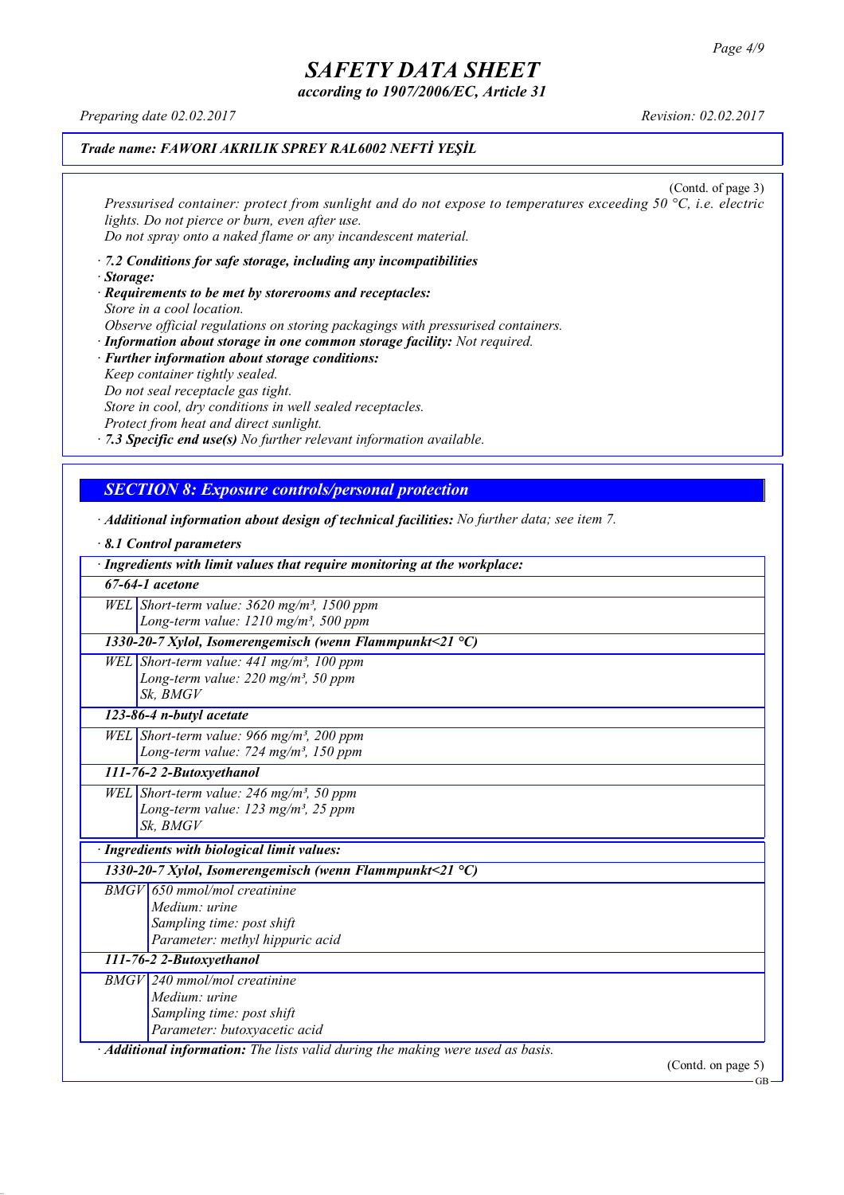*Trade name: FAWORI AKRILIK SPREY RAL6002 NEFTİ YEŞİL*

(Contd. of page 3)

*Pressurised container: protect from sunlight and do not expose to temperatures exceeding 50 °C, i.e. electric lights. Do not pierce or burn, even after use.*
*Do not spray onto a naked flame or any incandescent material.*

· ***7.2 Conditions for safe storage, including any incompatibilities***
· ***Storage:***
· ***Requirements to be met by storerooms and receptacles:***
*Store in a cool location.*
*Observe official regulations on storing packagings with pressurised containers.*
· ***Information about storage in one common storage facility:*** *Not required.*
· ***Further information about storage conditions:***
*Keep container tightly sealed.*
*Do not seal receptacle gas tight.*
*Store in cool, dry conditions in well sealed receptacles.*
*Protect from heat and direct sunlight.*
· ***7.3 Specific end use(s)*** *No further relevant information available.*

## *SECTION 8: Exposure controls/personal protection*

· ***Additional information about design of technical facilities:*** *No further data; see item 7.*

· ***8.1 Control parameters***

| · Ingredients with limit values that require monitoring at the workplace: | |
|---|---|
| **67-64-1 acetone** | |
| WEL | Short-term value: 3620 mg/m³, 1500 ppm<br>Long-term value: 1210 mg/m³, 500 ppm |
| **1330-20-7 Xylol, Isomerengemisch (wenn Flammpunkt<21 °C)** | |
| WEL | Short-term value: 441 mg/m³, 100 ppm<br>Long-term value: 220 mg/m³, 50 ppm<br>Sk, BMGV |
| **123-86-4 n-butyl acetate** | |
| WEL | Short-term value: 966 mg/m³, 200 ppm<br>Long-term value: 724 mg/m³, 150 ppm |
| **111-76-2 2-Butoxyethanol** | |
| WEL | Short-term value: 246 mg/m³, 50 ppm<br>Long-term value: 123 mg/m³, 25 ppm<br>Sk, BMGV |

| · Ingredients with biological limit values: | |
|---|---|
| **1330-20-7 Xylol, Isomerengemisch (wenn Flammpunkt<21 °C)** | |
| BMGV | 650 mmol/mol creatinine<br>Medium: urine<br>Sampling time: post shift<br>Parameter: methyl hippuric acid |
| **111-76-2 2-Butoxyethanol** | |
| BMGV | 240 mmol/mol creatinine<br>Medium: urine<br>Sampling time: post shift<br>Parameter: butoxyacetic acid |

· ***Additional information:*** *The lists valid during the making were used as basis.*

(Contd. on page 5)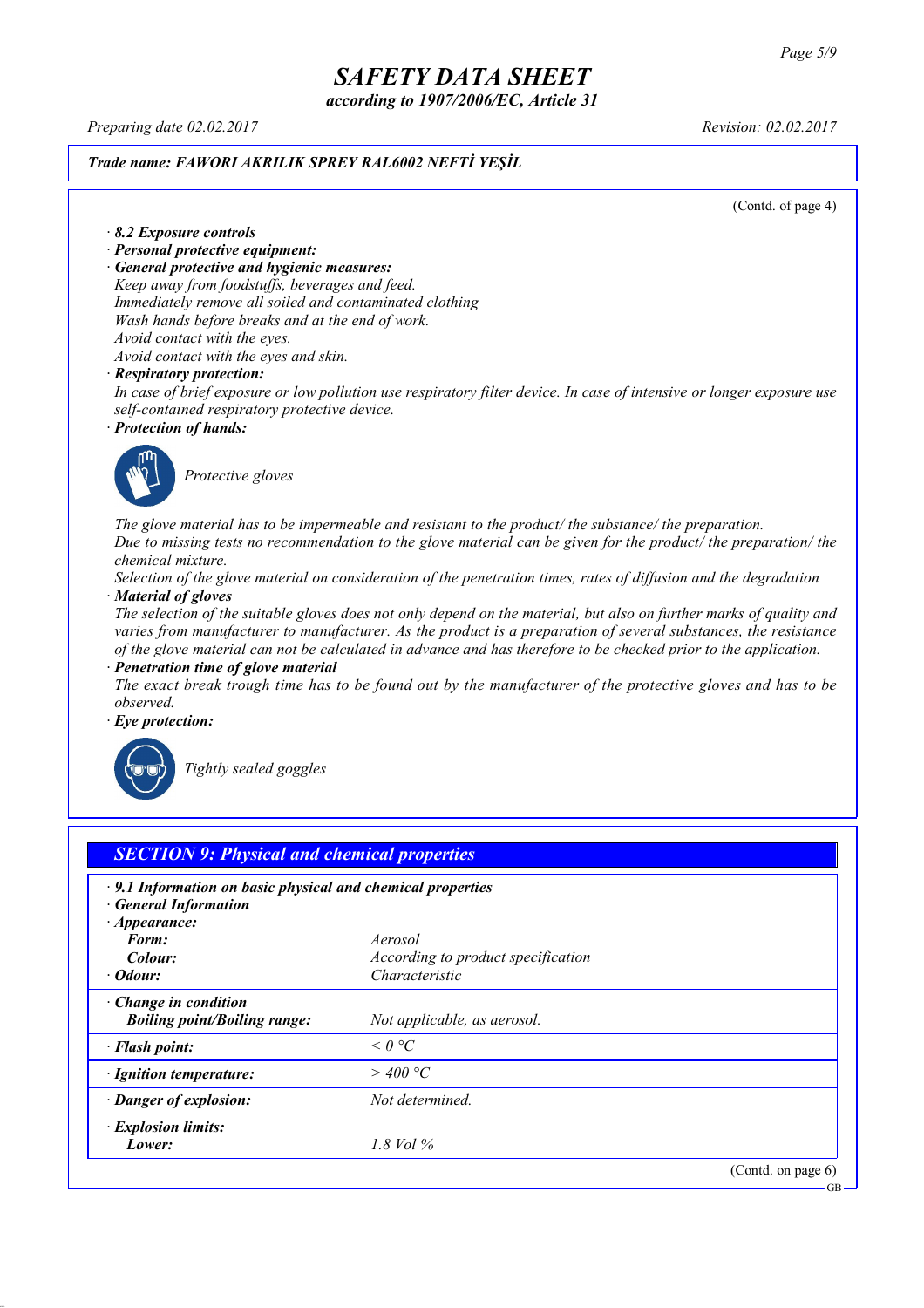# SAFETY DATA SHEET

*according to 1907/2006/EC, Article 31*

*Preparing date 02.02.2017* *Revision: 02.02.2017*

***Trade name: FAWORI AKRILIK SPREY RAL6002 NEFTİ YEŞİL***

(Contd. of page 4)

· ***8.2 Exposure controls***

· ***Personal protective equipment:***

· ***General protective and hygienic measures:***

*Keep away from foodstuffs, beverages and feed.*
*Immediately remove all soiled and contaminated clothing*
*Wash hands before breaks and at the end of work.*
*Avoid contact with the eyes.*
*Avoid contact with the eyes and skin.*

· ***Respiratory protection:***

*In case of brief exposure or low pollution use respiratory filter device. In case of intensive or longer exposure use self-contained respiratory protective device.*

· ***Protection of hands:***

*Protective gloves*

*The glove material has to be impermeable and resistant to the product/ the substance/ the preparation.*
*Due to missing tests no recommendation to the glove material can be given for the product/ the preparation/ the chemical mixture.*
*Selection of the glove material on consideration of the penetration times, rates of diffusion and the degradation*

· ***Material of gloves***

*The selection of the suitable gloves does not only depend on the material, but also on further marks of quality and varies from manufacturer to manufacturer. As the product is a preparation of several substances, the resistance of the glove material can not be calculated in advance and has therefore to be checked prior to the application.*

· ***Penetration time of glove material***

*The exact break trough time has to be found out by the manufacturer of the protective gloves and has to be observed.*

· ***Eye protection:***

*Tightly sealed goggles*

## *SECTION 9: Physical and chemical properties*

· ***9.1 Information on basic physical and chemical properties***

· ***General Information***

| | |
|---|---|
| · ***Appearance:*** | |
| ***Form:*** | *Aerosol* |
| ***Colour:*** | *According to product specification* |
| · ***Odour:*** | *Characteristic* |
| · ***Change in condition*** | |
| ***Boiling point/Boiling range:*** | *Not applicable, as aerosol.* |
| · ***Flash point:*** | *< 0 °C* |
| · ***Ignition temperature:*** | *> 400 °C* |
| · ***Danger of explosion:*** | *Not determined.* |
| · ***Explosion limits:*** | |
| ***Lower:*** | *1.8 Vol %* |

(Contd. on page 6)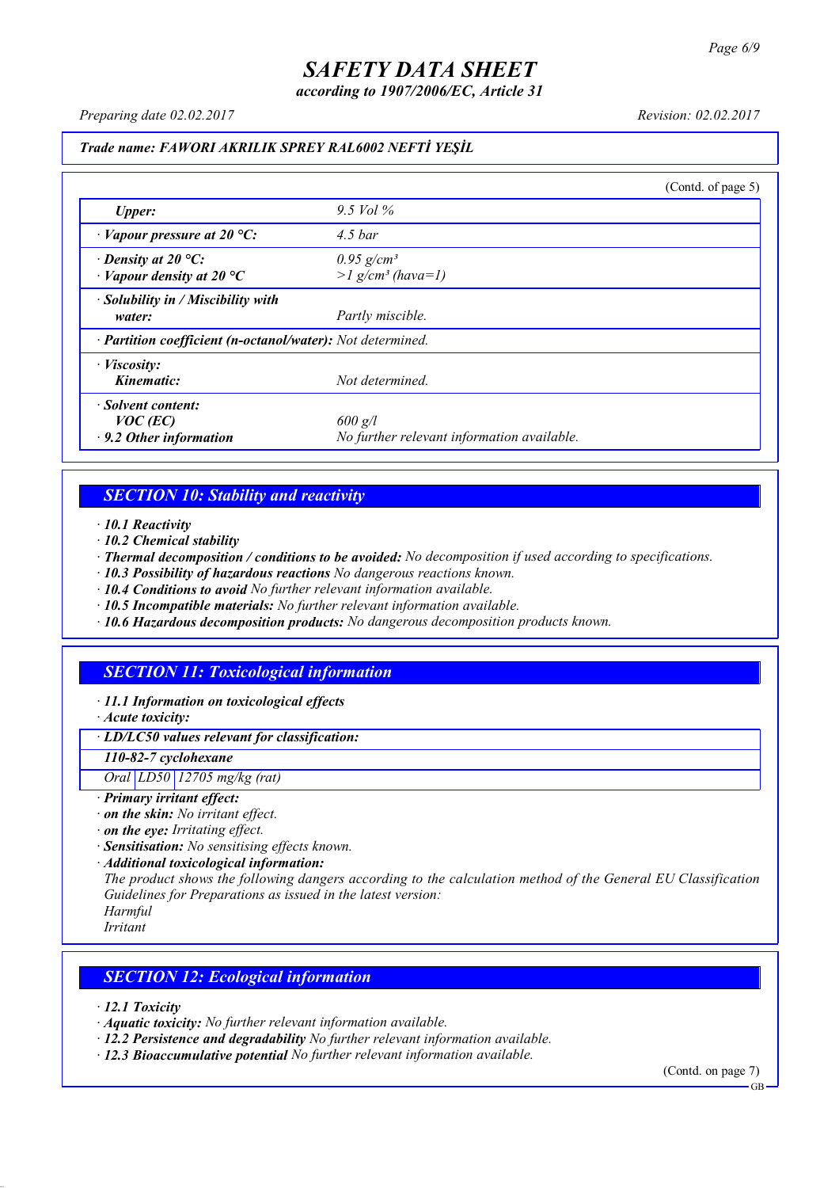# SAFETY DATA SHEET

*according to 1907/2006/EC, Article 31*

*Preparing date 02.02.2017* *Revision: 02.02.2017*

***Trade name: FAWORI AKRILIK SPREY RAL6002 NEFTİ YEŞİL***

(Contd. of page 5)

| | |
|---|---|
| ***Upper:*** | *9.5 Vol %* |
| *· **Vapour pressure at 20 °C:*** | *4.5 bar* |
| *· **Density at 20 °C:***<br>*· **Vapour density at 20 °C*** | *0.95 g/cm³*<br>*>1 g/cm³ (hava=1)* |
| *· **Solubility in / Miscibility with water:*** | *Partly miscible.* |
| *· **Partition coefficient (n-octanol/water):*** | *Not determined.* |
| *· **Viscosity:***<br>***Kinematic:*** | *Not determined.* |
| *· **Solvent content:***<br>***VOC (EC)***<br>*· **9.2 Other information*** | <br>*600 g/l*<br>*No further relevant information available.* |

## *SECTION 10: Stability and reactivity*

*· **10.1 Reactivity***
*· **10.2 Chemical stability***
*· **Thermal decomposition / conditions to be avoided:** No decomposition if used according to specifications.*
*· **10.3 Possibility of hazardous reactions** No dangerous reactions known.*
*· **10.4 Conditions to avoid** No further relevant information available.*
*· **10.5 Incompatible materials:** No further relevant information available.*
*· **10.6 Hazardous decomposition products:** No dangerous decomposition products known.*

## *SECTION 11: Toxicological information*

*· **11.1 Information on toxicological effects***
*· **Acute toxicity:***

| *· **LD/LC50 values relevant for classification:*** | | |
|---|---|---|
| ***110-82-7 cyclohexane*** | | |
| *Oral* | *LD50* | *12705 mg/kg (rat)* |

*· **Primary irritant effect:***
*· **on the skin:** No irritant effect.*
*· **on the eye:** Irritating effect.*
*· **Sensitisation:** No sensitising effects known.*
*· **Additional toxicological information:***
*The product shows the following dangers according to the calculation method of the General EU Classification Guidelines for Preparations as issued in the latest version:*
*Harmful*
*Irritant*

## *SECTION 12: Ecological information*

*· **12.1 Toxicity***
*· **Aquatic toxicity:** No further relevant information available.*
*· **12.2 Persistence and degradability** No further relevant information available.*
*· **12.3 Bioaccumulative potential** No further relevant information available.*

(Contd. on page 7)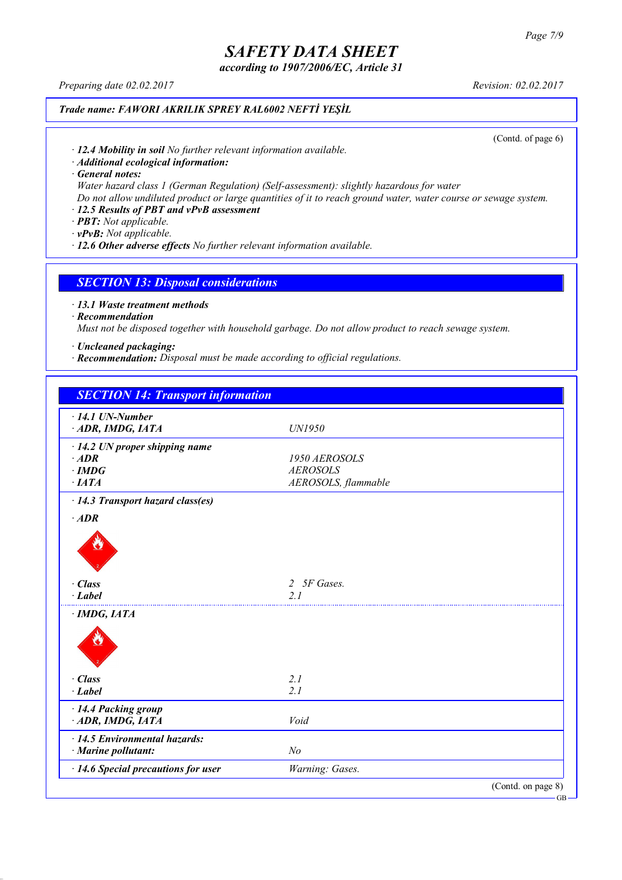# SAFETY DATA SHEET

*according to 1907/2006/EC, Article 31*

Preparing date 02.02.2017 — Revision: 02.02.2017

**Trade name: FAWORI AKRILIK SPREY RAL6002 NEFTİ YEŞİL**

(Contd. of page 6)

· **12.4 Mobility in soil** No further relevant information available.
· **Additional ecological information:**
· **General notes:**
Water hazard class 1 (German Regulation) (Self-assessment): slightly hazardous for water
Do not allow undiluted product or large quantities of it to reach ground water, water course or sewage system.
· **12.5 Results of PBT and vPvB assessment**
· **PBT:** Not applicable.
· **vPvB:** Not applicable.
· **12.6 Other adverse effects** No further relevant information available.

## SECTION 13: Disposal considerations

· **13.1 Waste treatment methods**
· **Recommendation**
Must not be disposed together with household garbage. Do not allow product to reach sewage system.

· **Uncleaned packaging:**
· **Recommendation:** Disposal must be made according to official regulations.

## SECTION 14: Transport information

| | |
|---|---|
| · **14.1 UN-Number** | |
| · **ADR, IMDG, IATA** | UN1950 |
| · **14.2 UN proper shipping name** | |
| · **ADR** | 1950 AEROSOLS |
| · **IMDG** | AEROSOLS |
| · **IATA** | AEROSOLS, flammable |
| · **14.3 Transport hazard class(es)** | |
| · **ADR** | |
| · **Class** | 2 5F Gases. |
| · **Label** | 2.1 |
| · **IMDG, IATA** | |
| · **Class** | 2.1 |
| · **Label** | 2.1 |
| · **14.4 Packing group** | |
| · **ADR, IMDG, IATA** | Void |
| · **14.5 Environmental hazards:** | |
| · **Marine pollutant:** | No |
| · **14.6 Special precautions for user** | Warning: Gases. |

(Contd. on page 8)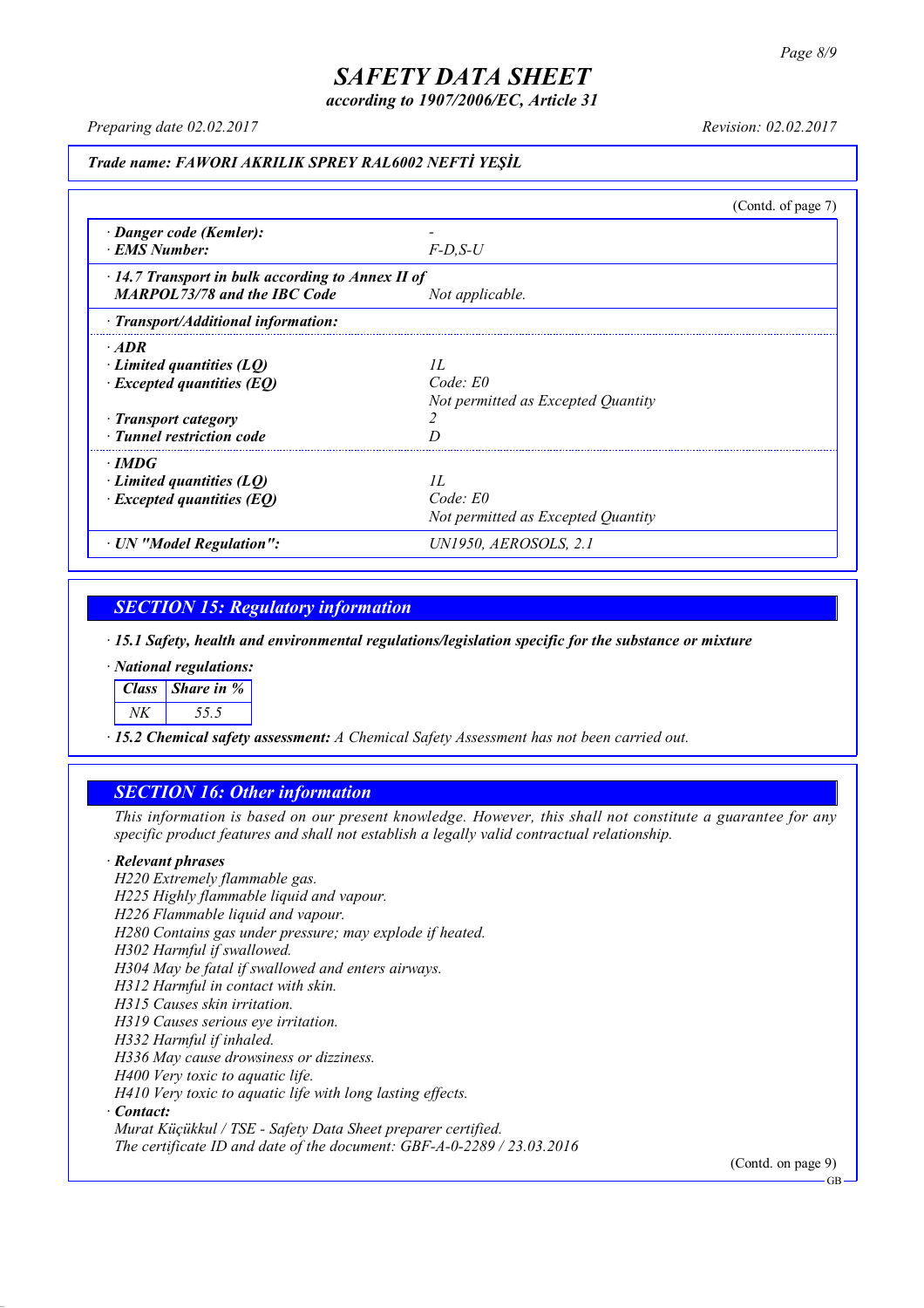# SAFETY DATA SHEET

*according to 1907/2006/EC, Article 31*

*Preparing date 02.02.2017* *Revision: 02.02.2017*

**Trade name: FAWORI AKRILIK SPREY RAL6002 NEFTİ YEŞİL**

(Contd. of page 7)

| | |
|---|---|
| · **Danger code (Kemler):** | - |
| · **EMS Number:** | F-D,S-U |
| · **14.7 Transport in bulk according to Annex II of MARPOL73/78 and the IBC Code** | Not applicable. |
| · **Transport/Additional information:** | |
| · **ADR** | |
| · **Limited quantities (LQ)** | 1L |
| · **Excepted quantities (EQ)** | Code: E0<br>Not permitted as Excepted Quantity |
| · **Transport category** | 2 |
| · **Tunnel restriction code** | D |
| · **IMDG** | |
| · **Limited quantities (LQ)** | 1L |
| · **Excepted quantities (EQ)** | Code: E0<br>Not permitted as Excepted Quantity |
| · **UN "Model Regulation":** | UN1950, AEROSOLS, 2.1 |

## SECTION 15: Regulatory information

· **15.1 Safety, health and environmental regulations/legislation specific for the substance or mixture**

· **National regulations:**

| Class | Share in % |
|---|---|
| NK | 55.5 |

· **15.2 Chemical safety assessment:** A Chemical Safety Assessment has not been carried out.

## SECTION 16: Other information

This information is based on our present knowledge. However, this shall not constitute a guarantee for any specific product features and shall not establish a legally valid contractual relationship.

· **Relevant phrases**

H220 Extremely flammable gas.
H225 Highly flammable liquid and vapour.
H226 Flammable liquid and vapour.
H280 Contains gas under pressure; may explode if heated.
H302 Harmful if swallowed.
H304 May be fatal if swallowed and enters airways.
H312 Harmful in contact with skin.
H315 Causes skin irritation.
H319 Causes serious eye irritation.
H332 Harmful if inhaled.
H336 May cause drowsiness or dizziness.
H400 Very toxic to aquatic life.
H410 Very toxic to aquatic life with long lasting effects.

· **Contact:**

Murat Küçükkul / TSE - Safety Data Sheet preparer certified.
The certificate ID and date of the document: GBF-A-0-2289 / 23.03.2016

(Contd. on page 9)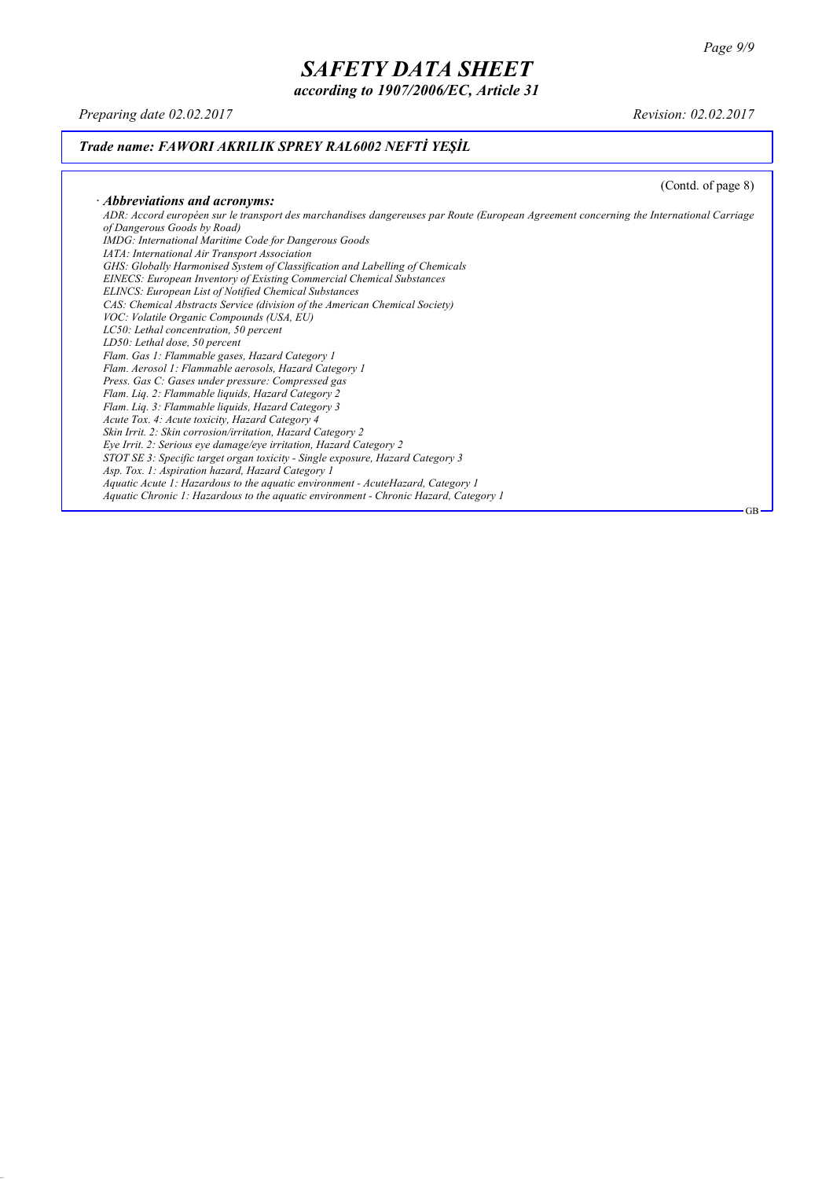(Contd. of page 8)

· ***Abbreviations and acronyms:***

*ADR: Accord européen sur le transport des marchandises dangereuses par Route (European Agreement concerning the International Carriage of Dangerous Goods by Road)*
*IMDG: International Maritime Code for Dangerous Goods*
*IATA: International Air Transport Association*
*GHS: Globally Harmonised System of Classification and Labelling of Chemicals*
*EINECS: European Inventory of Existing Commercial Chemical Substances*
*ELINCS: European List of Notified Chemical Substances*
*CAS: Chemical Abstracts Service (division of the American Chemical Society)*
*VOC: Volatile Organic Compounds (USA, EU)*
*LC50: Lethal concentration, 50 percent*
*LD50: Lethal dose, 50 percent*
*Flam. Gas 1: Flammable gases, Hazard Category 1*
*Flam. Aerosol 1: Flammable aerosols, Hazard Category 1*
*Press. Gas C: Gases under pressure: Compressed gas*
*Flam. Liq. 2: Flammable liquids, Hazard Category 2*
*Flam. Liq. 3: Flammable liquids, Hazard Category 3*
*Acute Tox. 4: Acute toxicity, Hazard Category 4*
*Skin Irrit. 2: Skin corrosion/irritation, Hazard Category 2*
*Eye Irrit. 2: Serious eye damage/eye irritation, Hazard Category 2*
*STOT SE 3: Specific target organ toxicity - Single exposure, Hazard Category 3*
*Asp. Tox. 1: Aspiration hazard, Hazard Category 1*
*Aquatic Acute 1: Hazardous to the aquatic environment - AcuteHazard, Category 1*
*Aquatic Chronic 1: Hazardous to the aquatic environment - Chronic Hazard, Category 1*

GB